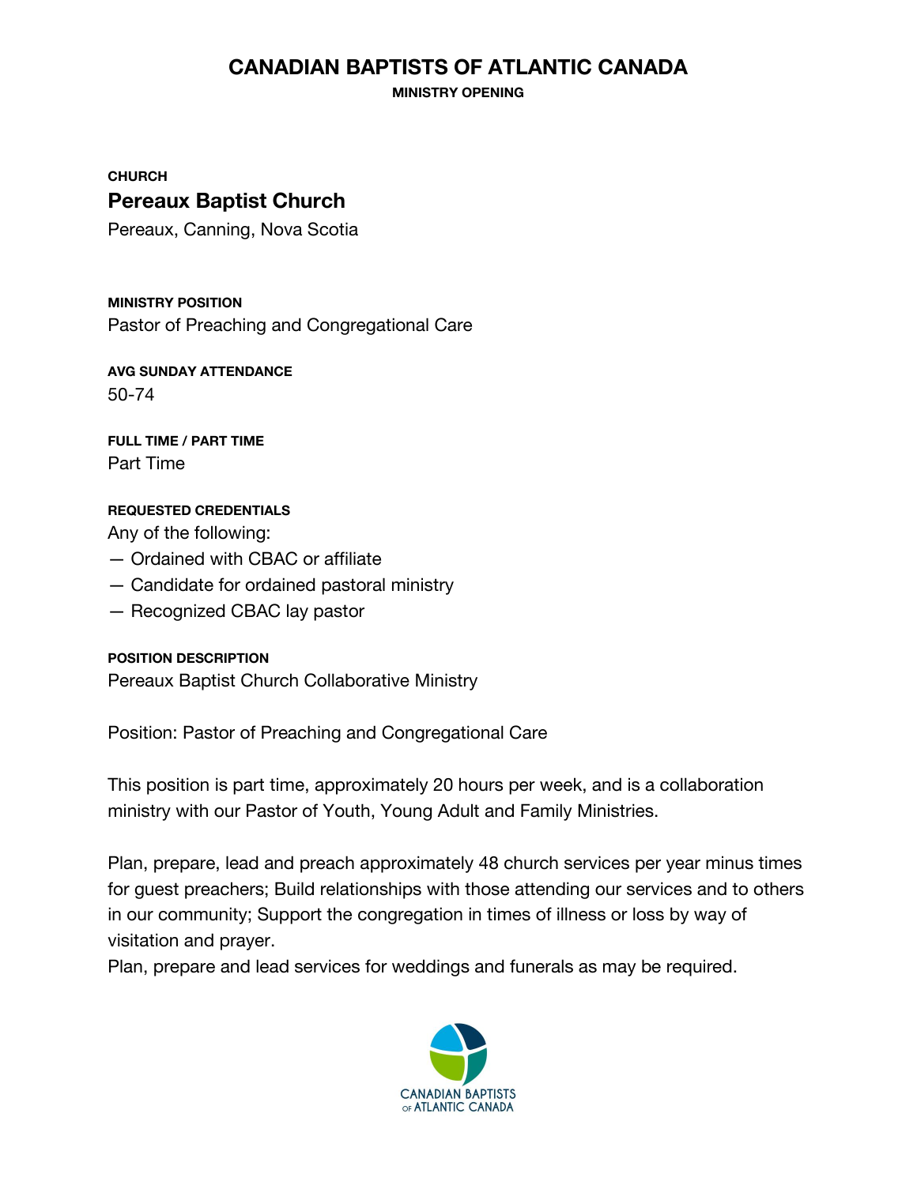# CANADIAN BAPTISTS OF ATLANTIC CANADA

**MINISTRY OPENING**

**CHURCH**

## Pereaux Baptist Church

Pereaux, Canning, Nova Scotia

**MINISTRY POSITION**

Pastor of Preaching and Congregational Care

**AVG SUNDAY ATTENDANCE**

50-74

**FULL TIME / PART TIME**

Part Time

**REQUESTED CREDENTIALS**

Any of the following:

— Ordained with CBAC or affiliate
— Candidate for ordained pastoral ministry
— Recognized CBAC lay pastor

**POSITION DESCRIPTION**

Pereaux Baptist Church Collaborative Ministry

Position: Pastor of Preaching and Congregational Care

This position is part time, approximately 20 hours per week, and is a collaboration ministry with our Pastor of Youth, Young Adult and Family Ministries.

Plan, prepare, lead and preach approximately 48 church services per year minus times for guest preachers; Build relationships with those attending our services and to others in our community; Support the congregation in times of illness or loss by way of visitation and prayer.
Plan, prepare and lead services for weddings and funerals as may be required.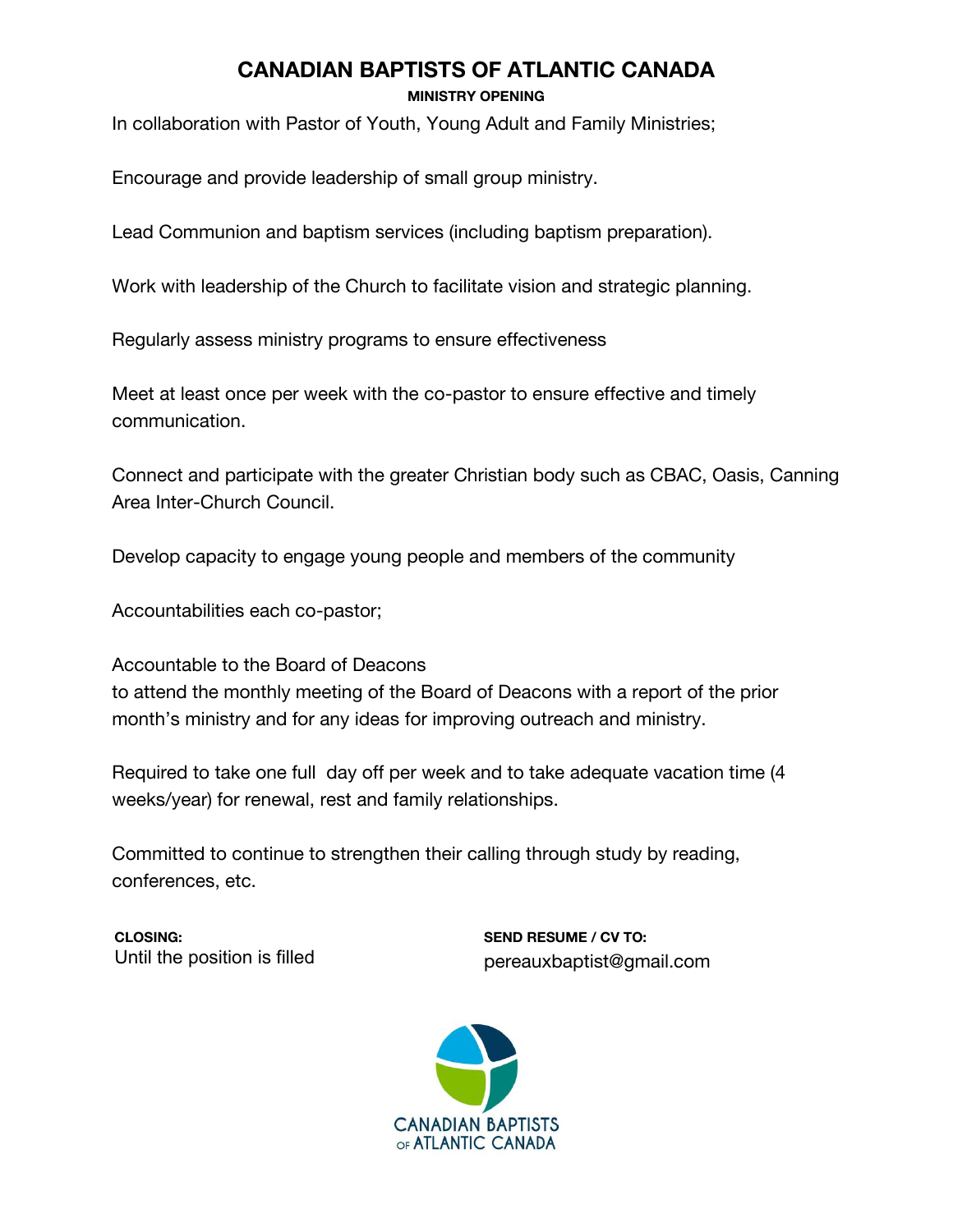# CANADIAN BAPTISTS OF ATLANTIC CANADA

**MINISTRY OPENING**

In collaboration with Pastor of Youth, Young Adult and Family Ministries;

Encourage and provide leadership of small group ministry.

Lead Communion and baptism services (including baptism preparation).

Work with leadership of the Church to facilitate vision and strategic planning.

Regularly assess ministry programs to ensure effectiveness

Meet at least once per week with the co-pastor to ensure effective and timely communication.

Connect and participate with the greater Christian body such as CBAC, Oasis, Canning Area Inter-Church Council.

Develop capacity to engage young people and members of the community

Accountabilities each co-pastor;

Accountable to the Board of Deacons
to attend the monthly meeting of the Board of Deacons with a report of the prior month's ministry and for any ideas for improving outreach and ministry.

Required to take one full day off per week and to take adequate vacation time (4 weeks/year) for renewal, rest and family relationships.

Committed to continue to strengthen their calling through study by reading, conferences, etc.

**CLOSING:**
Until the position is filled

**SEND RESUME / CV TO:**
pereauxbaptist@gmail.com

CANADIAN BAPTISTS OF ATLANTIC CANADA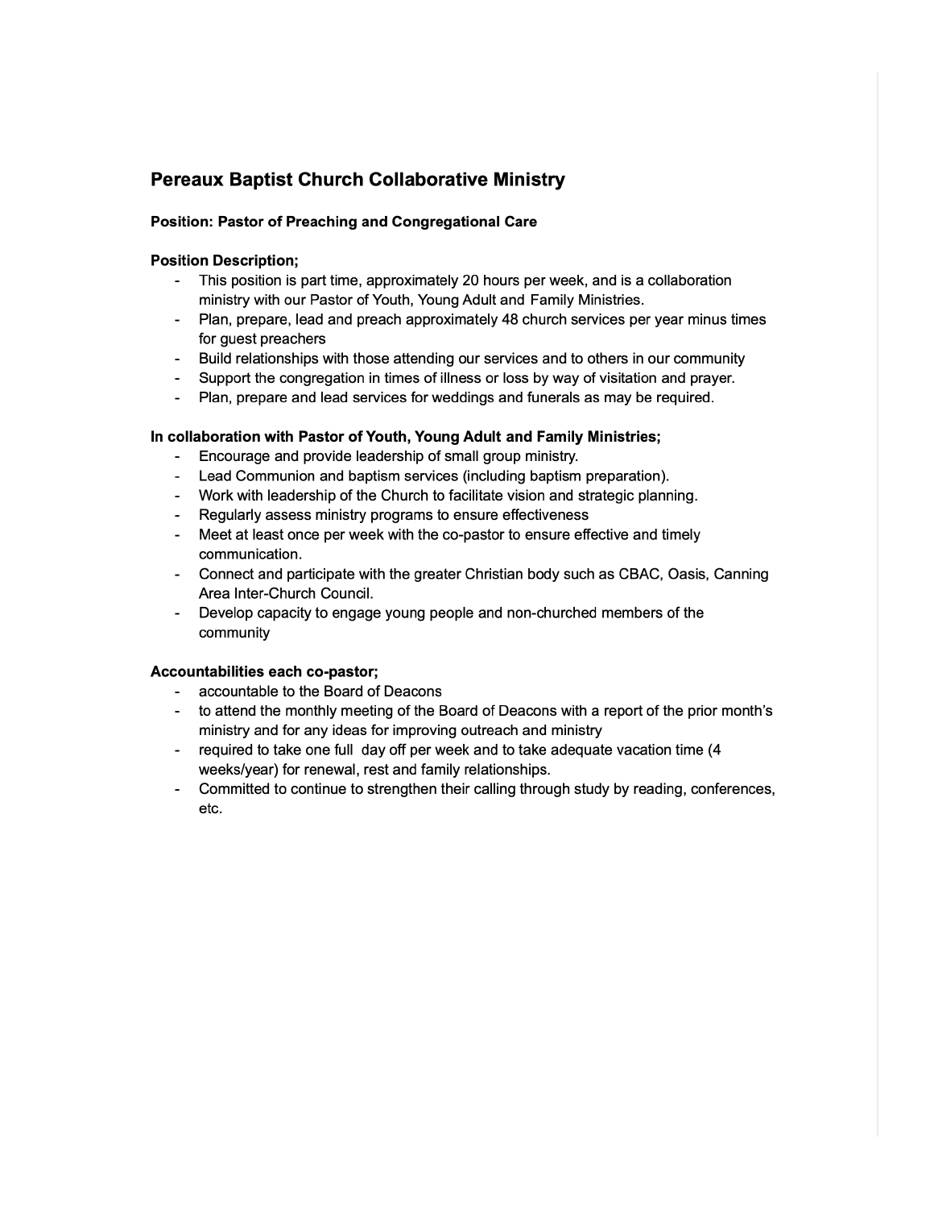## Pereaux Baptist Church Collaborative Ministry

**Position: Pastor of Preaching and Congregational Care**

**Position Description;**

- This position is part time, approximately 20 hours per week, and is a collaboration ministry with our Pastor of Youth, Young Adult and Family Ministries.
- Plan, prepare, lead and preach approximately 48 church services per year minus times for guest preachers
- Build relationships with those attending our services and to others in our community
- Support the congregation in times of illness or loss by way of visitation and prayer.
- Plan, prepare and lead services for weddings and funerals as may be required.

**In collaboration with Pastor of Youth, Young Adult and Family Ministries;**

- Encourage and provide leadership of small group ministry.
- Lead Communion and baptism services (including baptism preparation).
- Work with leadership of the Church to facilitate vision and strategic planning.
- Regularly assess ministry programs to ensure effectiveness
- Meet at least once per week with the co-pastor to ensure effective and timely communication.
- Connect and participate with the greater Christian body such as CBAC, Oasis, Canning Area Inter-Church Council.
- Develop capacity to engage young people and non-churched members of the community

**Accountabilities each co-pastor;**

- accountable to the Board of Deacons
- to attend the monthly meeting of the Board of Deacons with a report of the prior month's ministry and for any ideas for improving outreach and ministry
- required to take one full day off per week and to take adequate vacation time (4 weeks/year) for renewal, rest and family relationships.
- Committed to continue to strengthen their calling through study by reading, conferences, etc.